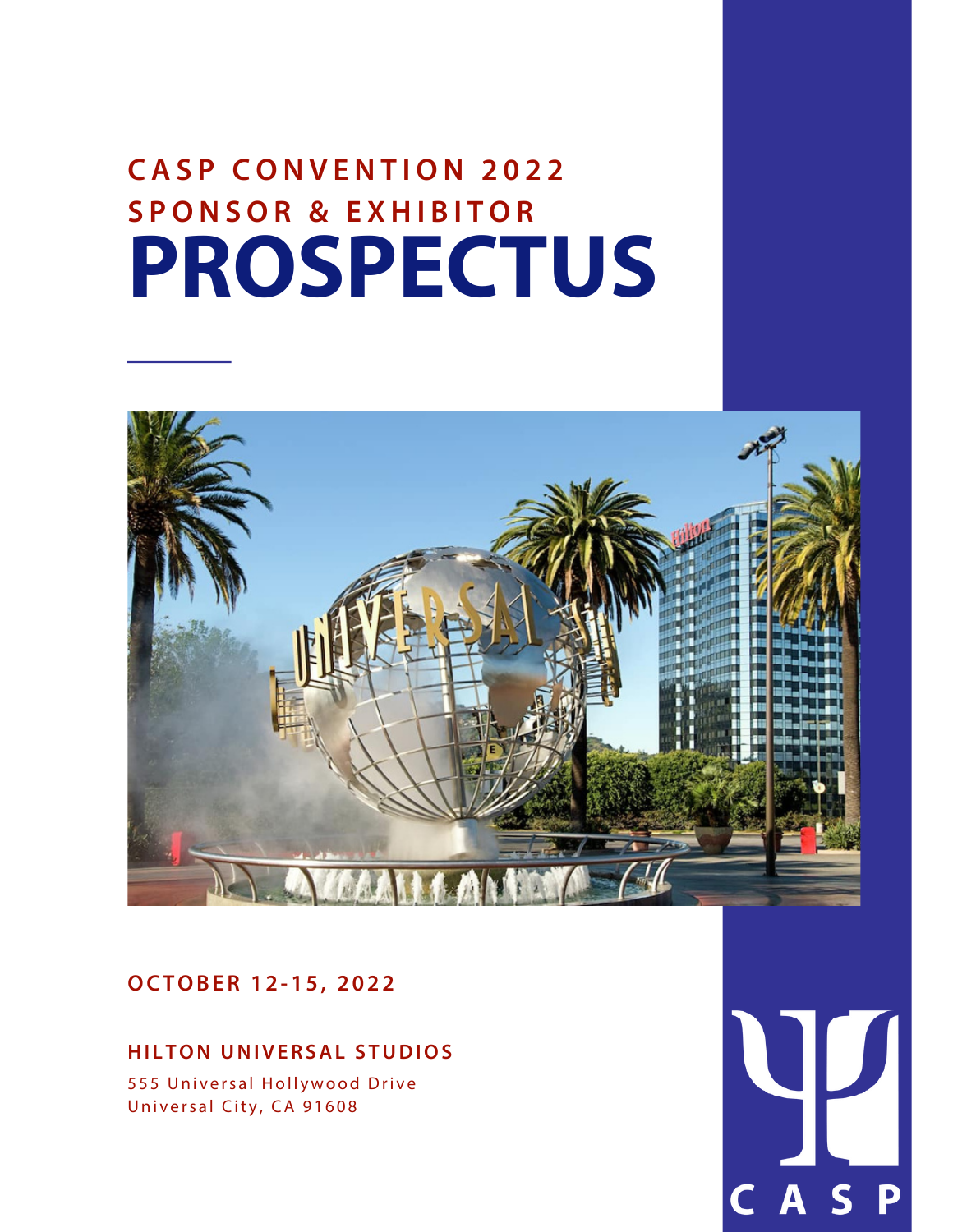# CASP CONVENTION 2022
## SPONSOR & EXHIBITOR
# PROSPECTUS

**OCTOBER 12-15, 2022**

**HILTON UNIVERSAL STUDIOS**

555 Universal Hollywood Drive
Universal City, CA 91608

CASP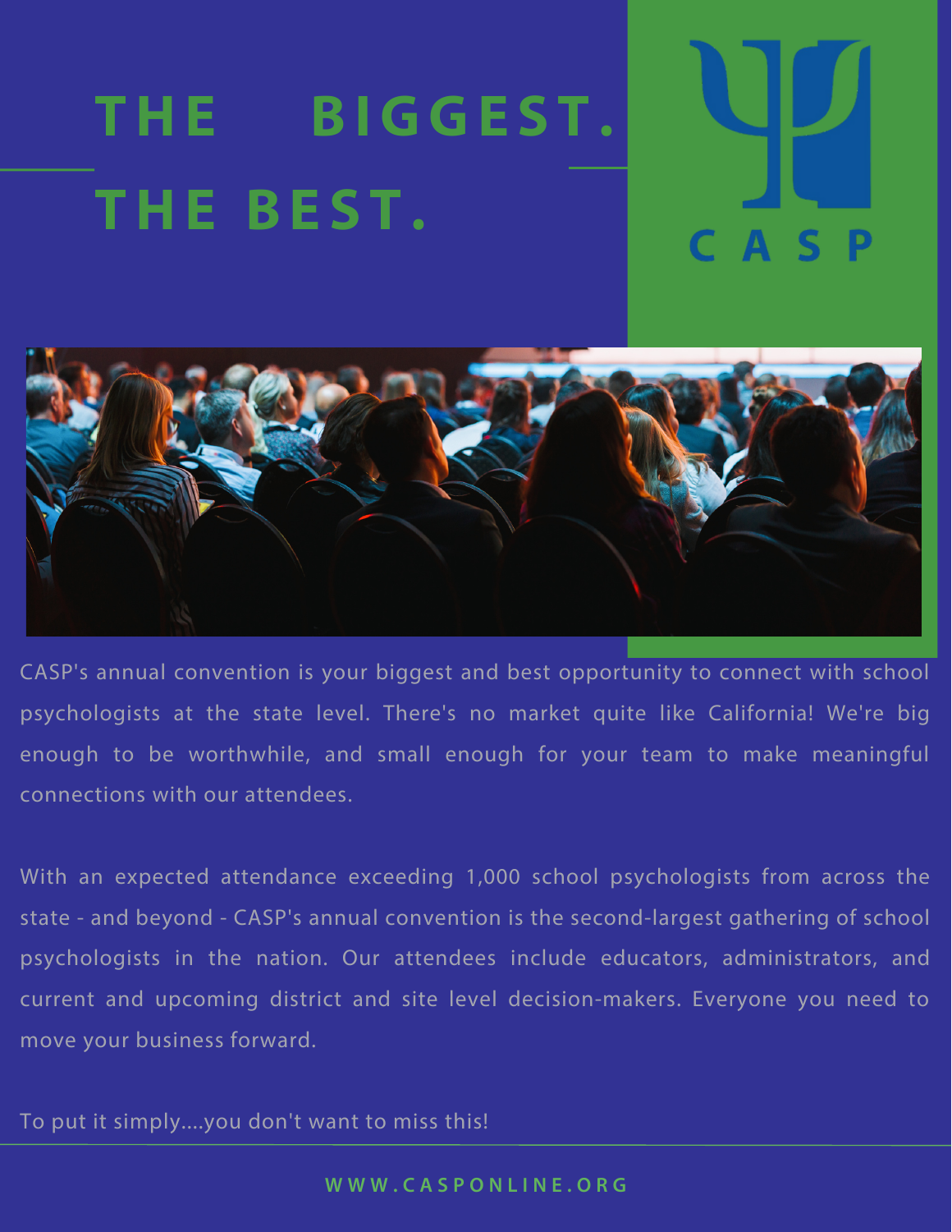# THE BIGGEST.
# THE BEST.

CASP

CASP's annual convention is your biggest and best opportunity to connect with school psychologists at the state level. There's no market quite like California! We're big enough to be worthwhile, and small enough for your team to make meaningful connections with our attendees.

With an expected attendance exceeding 1,000 school psychologists from across the state - and beyond - CASP's annual convention is the second-largest gathering of school psychologists in the nation. Our attendees include educators, administrators, and current and upcoming district and site level decision-makers. Everyone you need to move your business forward.

To put it simply....you don't want to miss this!

WWW.CASPONLINE.ORG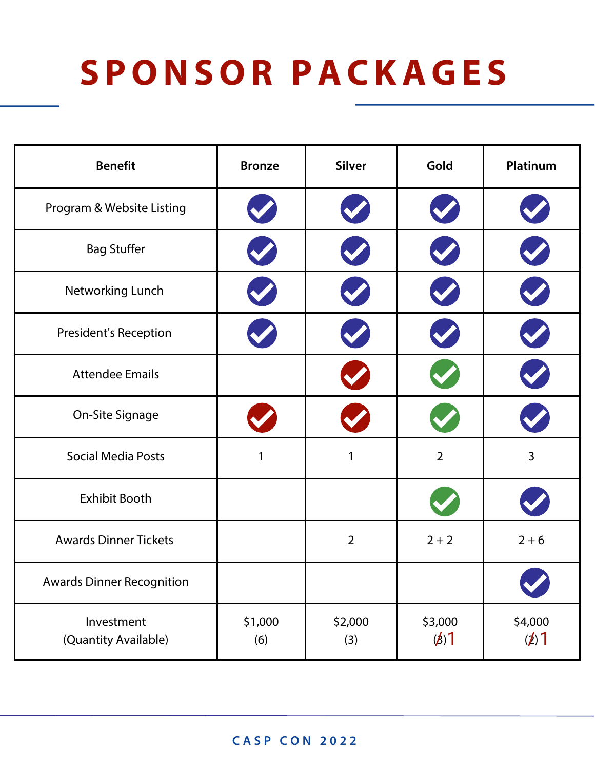# SPONSOR PACKAGES

| Benefit | Bronze | Silver | Gold | Platinum |
|---|---|---|---|---|
| Program & Website Listing | ✓ | ✓ | ✓ | ✓ |
| Bag Stuffer | ✓ | ✓ | ✓ | ✓ |
| Networking Lunch | ✓ | ✓ | ✓ | ✓ |
| President's Reception | ✓ | ✓ | ✓ | ✓ |
| Attendee Emails | | ✓ | ✓ | ✓ |
| On-Site Signage | ✓ | ✓ | ✓ | ✓ |
| Social Media Posts | 1 | 1 | 2 | 3 |
| Exhibit Booth | | | ✓ | ✓ |
| Awards Dinner Tickets | | 2 | 2 + 2 | 2 + 6 |
| Awards Dinner Recognition | | | | ✓ |
| Investment (Quantity Available) | $1,000 (6) | $2,000 (3) | $3,000 (~~3~~) 1 | $4,000 (~~2~~) 1 |

CASP CON 2022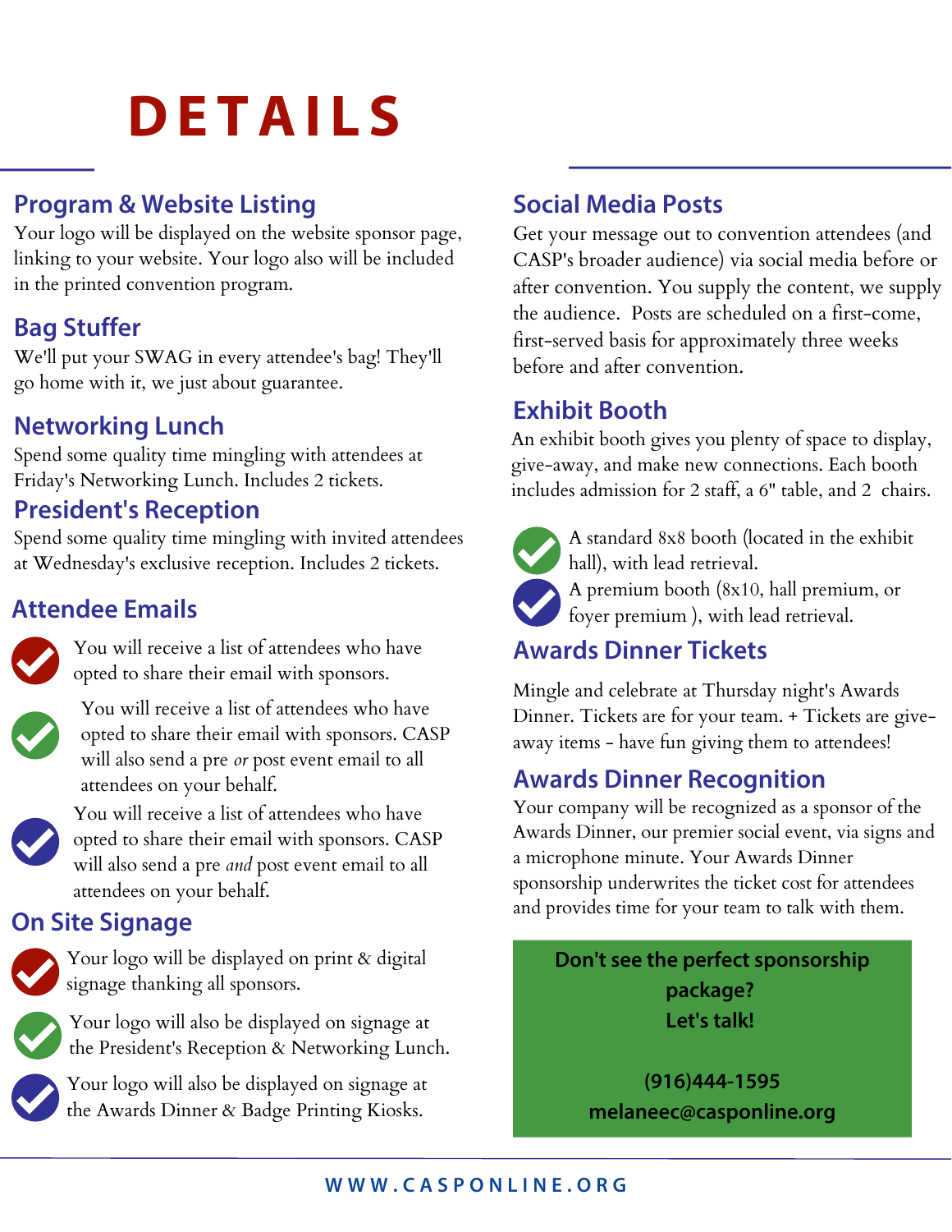# DETAILS

## Program & Website Listing

Your logo will be displayed on the website sponsor page, linking to your website. Your logo also will be included in the printed convention program.

## Bag Stuffer

We'll put your SWAG in every attendee's bag! They'll go home with it, we just about guarantee.

## Networking Lunch

Spend some quality time mingling with attendees at Friday's Networking Lunch. Includes 2 tickets.

## President's Reception

Spend some quality time mingling with invited attendees at Wednesday's exclusive reception. Includes 2 tickets.

## Attendee Emails

- You will receive a list of attendees who have opted to share their email with sponsors.
- You will receive a list of attendees who have opted to share their email with sponsors. CASP will also send a pre *or* post event email to all attendees on your behalf.
- You will receive a list of attendees who have opted to share their email with sponsors. CASP will also send a pre *and* post event email to all attendees on your behalf.

## On Site Signage

- Your logo will be displayed on print & digital signage thanking all sponsors.
- Your logo will also be displayed on signage at the President's Reception & Networking Lunch.
- Your logo will also be displayed on signage at the Awards Dinner & Badge Printing Kiosks.

## Social Media Posts

Get your message out to convention attendees (and CASP's broader audience) via social media before or after convention. You supply the content, we supply the audience. Posts are scheduled on a first-come, first-served basis for approximately three weeks before and after convention.

## Exhibit Booth

An exhibit booth gives you plenty of space to display, give-away, and make new connections. Each booth includes admission for 2 staff, a 6" table, and 2 chairs.

- A standard 8x8 booth (located in the exhibit hall), with lead retrieval.
- A premium booth (8x10, hall premium, or foyer premium ), with lead retrieval.

## Awards Dinner Tickets

Mingle and celebrate at Thursday night's Awards Dinner. Tickets are for your team. + Tickets are give-away items - have fun giving them to attendees!

## Awards Dinner Recognition

Your company will be recognized as a sponsor of the Awards Dinner, our premier social event, via signs and a microphone minute. Your Awards Dinner sponsorship underwrites the ticket cost for attendees and provides time for your team to talk with them.

**Don't see the perfect sponsorship package?**
**Let's talk!**

**(916)444-1595**
**melaneec@casponline.org**

WWW.CASPONLINE.ORG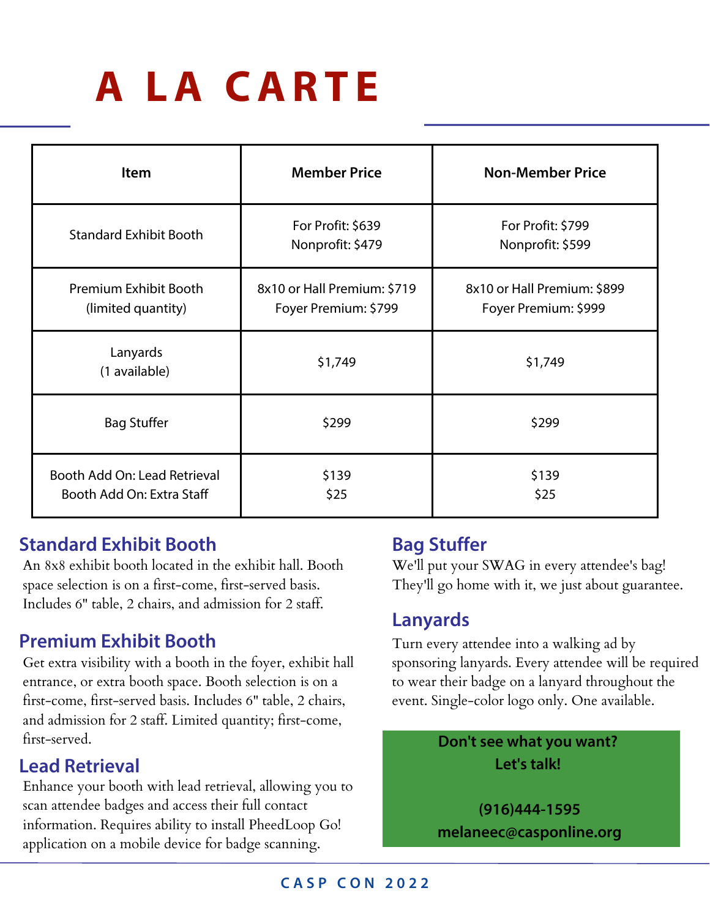# A LA CARTE

| Item | Member Price | Non-Member Price |
|---|---|---|
| Standard Exhibit Booth | For Profit: $639<br>Nonprofit: $479 | For Profit: $799<br>Nonprofit: $599 |
| Premium Exhibit Booth<br>(limited quantity) | 8x10 or Hall Premium: $719<br>Foyer Premium: $799 | 8x10 or Hall Premium: $899<br>Foyer Premium: $999 |
| Lanyards<br>(1 available) | $1,749 | $1,749 |
| Bag Stuffer | $299 | $299 |
| Booth Add On: Lead Retrieval<br>Booth Add On: Extra Staff | $139<br>$25 | $139<br>$25 |

## Standard Exhibit Booth

An 8x8 exhibit booth located in the exhibit hall. Booth space selection is on a first-come, first-served basis. Includes 6" table, 2 chairs, and admission for 2 staff.

## Premium Exhibit Booth

Get extra visibility with a booth in the foyer, exhibit hall entrance, or extra booth space. Booth selection is on a first-come, first-served basis. Includes 6" table, 2 chairs, and admission for 2 staff. Limited quantity; first-come, first-served.

## Lead Retrieval

Enhance your booth with lead retrieval, allowing you to scan attendee badges and access their full contact information. Requires ability to install PheedLoop Go! application on a mobile device for badge scanning.

## Bag Stuffer

We'll put your SWAG in every attendee's bag! They'll go home with it, we just about guarantee.

## Lanyards

Turn every attendee into a walking ad by sponsoring lanyards. Every attendee will be required to wear their badge on a lanyard throughout the event. Single-color logo only. One available.

**Don't see what you want?**
**Let's talk!**

**(916)444-1595**
**melaneec@casponline.org**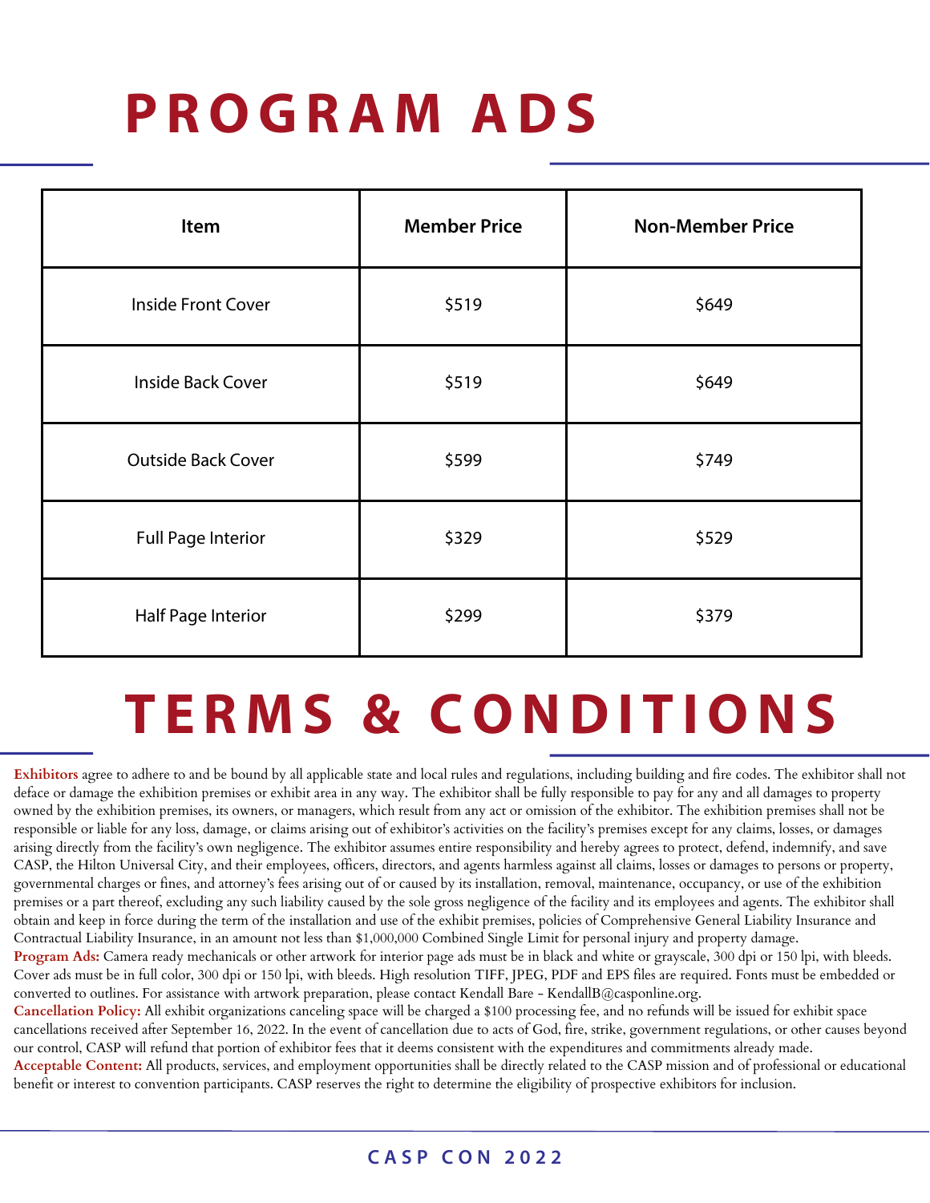# PROGRAM ADS

| Item | Member Price | Non-Member Price |
|---|---|---|
| Inside Front Cover | $519 | $649 |
| Inside Back Cover | $519 | $649 |
| Outside Back Cover | $599 | $749 |
| Full Page Interior | $329 | $529 |
| Half Page Interior | $299 | $379 |

# TERMS & CONDITIONS

**Exhibitors** agree to adhere to and be bound by all applicable state and local rules and regulations, including building and fire codes. The exhibitor shall not deface or damage the exhibition premises or exhibit area in any way. The exhibitor shall be fully responsible to pay for any and all damages to property owned by the exhibition premises, its owners, or managers, which result from any act or omission of the exhibitor. The exhibition premises shall not be responsible or liable for any loss, damage, or claims arising out of exhibitor's activities on the facility's premises except for any claims, losses, or damages arising directly from the facility's own negligence. The exhibitor assumes entire responsibility and hereby agrees to protect, defend, indemnify, and save CASP, the Hilton Universal City, and their employees, officers, directors, and agents harmless against all claims, losses or damages to persons or property, governmental charges or fines, and attorney's fees arising out of or caused by its installation, removal, maintenance, occupancy, or use of the exhibition premises or a part thereof, excluding any such liability caused by the sole gross negligence of the facility and its employees and agents. The exhibitor shall obtain and keep in force during the term of the installation and use of the exhibit premises, policies of Comprehensive General Liability Insurance and Contractual Liability Insurance, in an amount not less than $1,000,000 Combined Single Limit for personal injury and property damage.

**Program Ads:** Camera ready mechanicals or other artwork for interior page ads must be in black and white or grayscale, 300 dpi or 150 lpi, with bleeds. Cover ads must be in full color, 300 dpi or 150 lpi, with bleeds. High resolution TIFF, JPEG, PDF and EPS files are required. Fonts must be embedded or converted to outlines. For assistance with artwork preparation, please contact Kendall Bare - KendallB@casponline.org.

**Cancellation Policy:** All exhibit organizations canceling space will be charged a $100 processing fee, and no refunds will be issued for exhibit space cancellations received after September 16, 2022. In the event of cancellation due to acts of God, fire, strike, government regulations, or other causes beyond our control, CASP will refund that portion of exhibitor fees that it deems consistent with the expenditures and commitments already made.

**Acceptable Content:** All products, services, and employment opportunities shall be directly related to the CASP mission and of professional or educational benefit or interest to convention participants. CASP reserves the right to determine the eligibility of prospective exhibitors for inclusion.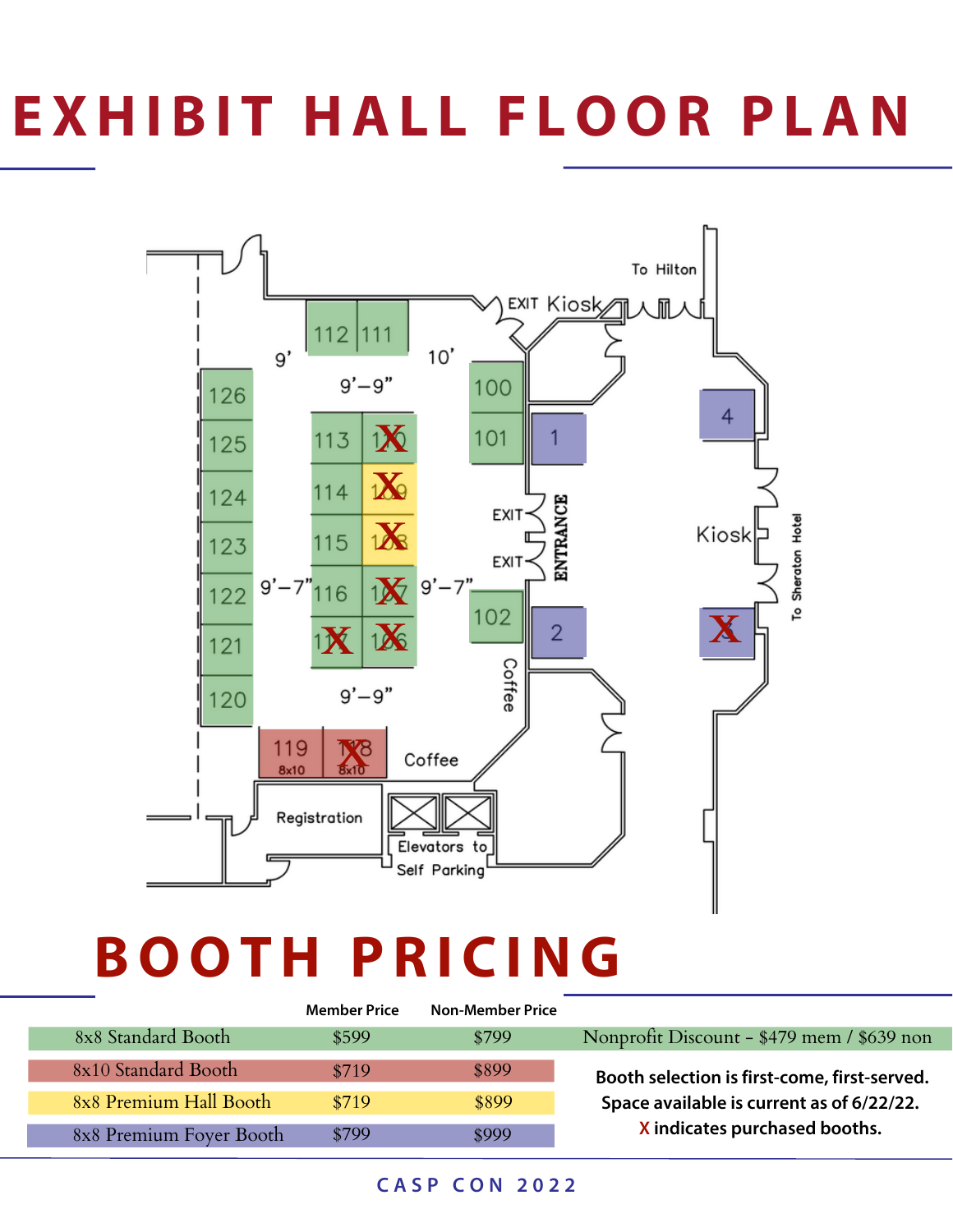# EXHIBIT HALL FLOOR PLAN

# BOOTH PRICING

| | Member Price | Non-Member Price |
|---|---|---|
| 8x8 Standard Booth | $599 | $799 |
| 8x10 Standard Booth | $719 | $899 |
| 8x8 Premium Hall Booth | $719 | $899 |
| 8x8 Premium Foyer Booth | $799 | $999 |

Nonprofit Discount - $479 mem / $639 non

**Booth selection is first-come, first-served.**
**Space available is current as of 6/22/22.**
**X indicates purchased booths.**

CASP CON 2022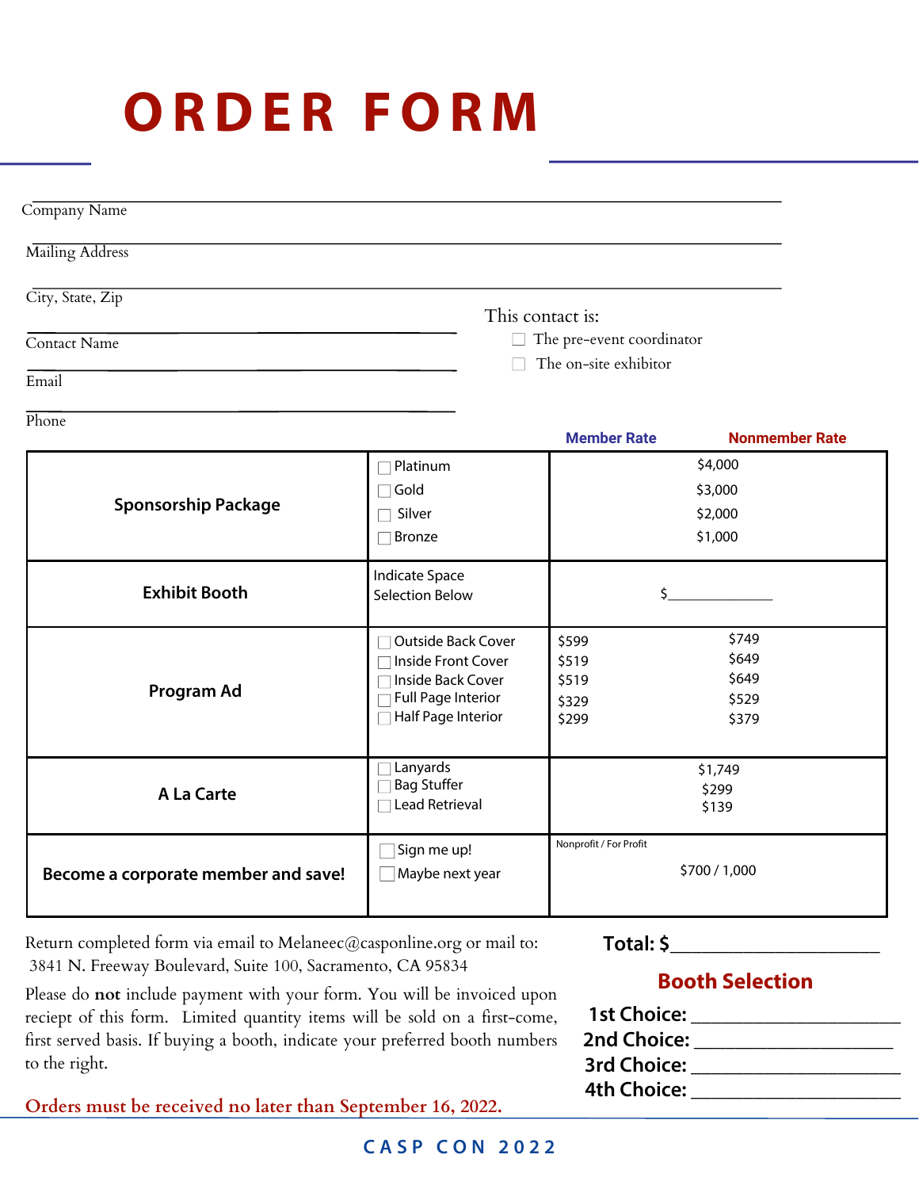# ORDER FORM

Company Name ______________________________________________

Mailing Address ______________________________________________

City, State, Zip ______________________________________________

Contact Name ______________________________

Email ______________________________

Phone ______________________________

This contact is:

☐ The pre-event coordinator

☐ The on-site exhibitor

| | | Member Rate | Nonmember Rate |
|---|---|---|---|
| **Sponsorship Package** | ☐ Platinum<br>☐ Gold<br>☐ Silver<br>☐ Bronze | $4,000<br>$3,000<br>$2,000<br>$1,000 | |
| **Exhibit Booth** | Indicate Space Selection Below | $____________ | |
| **Program Ad** | ☐ Outside Back Cover<br>☐ Inside Front Cover<br>☐ Inside Back Cover<br>☐ Full Page Interior<br>☐ Half Page Interior | $599<br>$519<br>$519<br>$329<br>$299 | $749<br>$649<br>$649<br>$529<br>$379 |
| **A La Carte** | ☐ Lanyards<br>☐ Bag Stuffer<br>☐ Lead Retrieval | $1,749<br>$299<br>$139 | |
| **Become a corporate member and save!** | ☐ Sign me up!<br>☐ Maybe next year | Nonprofit / For Profit<br>$700 / 1,000 | |

Return completed form via email to Melaneec@casponline.org or mail to: 3841 N. Freeway Boulevard, Suite 100, Sacramento, CA 95834

Please do **not** include payment with your form. You will be invoiced upon reciept of this form. Limited quantity items will be sold on a first-come, first served basis. If buying a booth, indicate your preferred booth numbers to the right.

**Orders must be received no later than September 16, 2022.**

**Total: $**____________________

## Booth Selection

**1st Choice:** ____________________

**2nd Choice:** ____________________

**3rd Choice:** ____________________

**4th Choice:** ____________________

CASP CON 2022